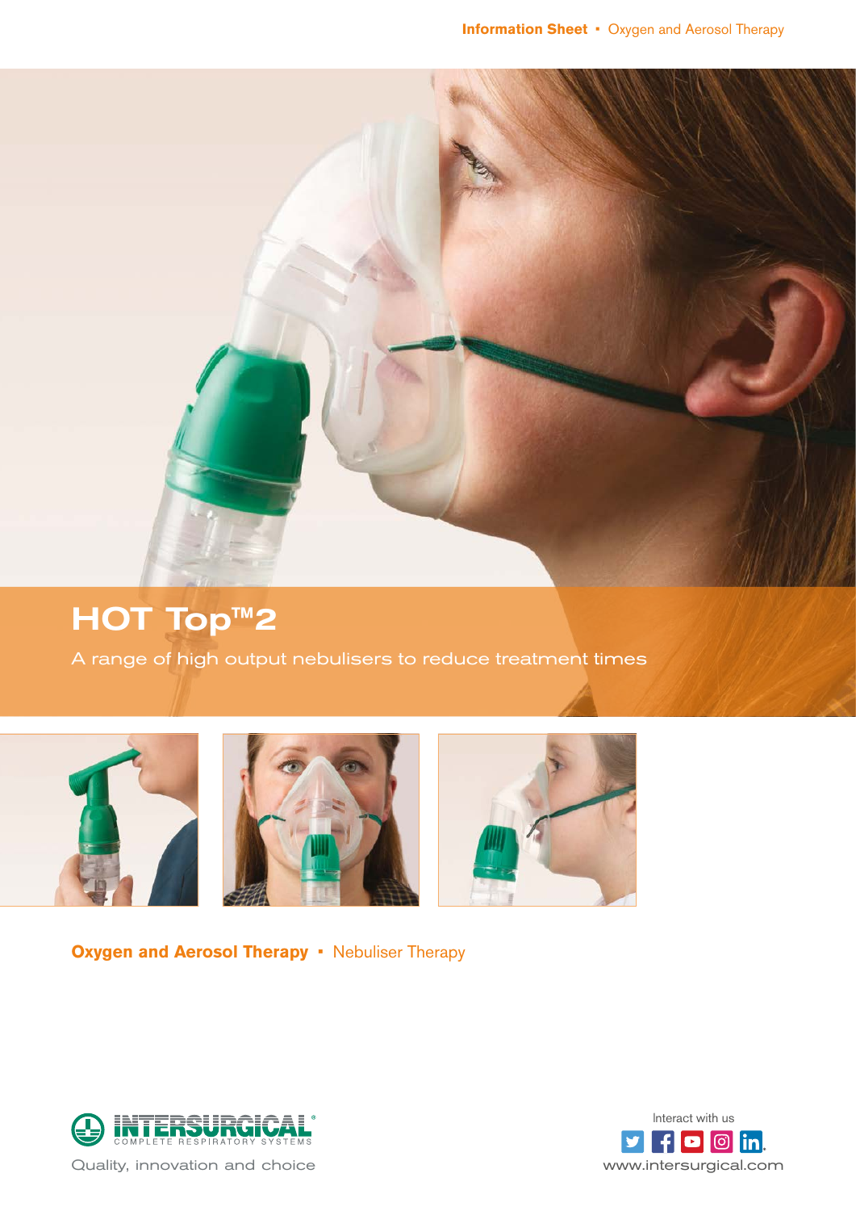Information Sheet ▪ Oxygen and Aerosol Therapy

# HOT Top™2

A range of high output nebulisers to reduce treatment times

**Oxygen and Aerosol Therapy** ▪ Nebuliser Therapy

INTERSURGICAL® COMPLETE RESPIRATORY SYSTEMS

Quality, innovation and choice

Interact with us

www.intersurgical.com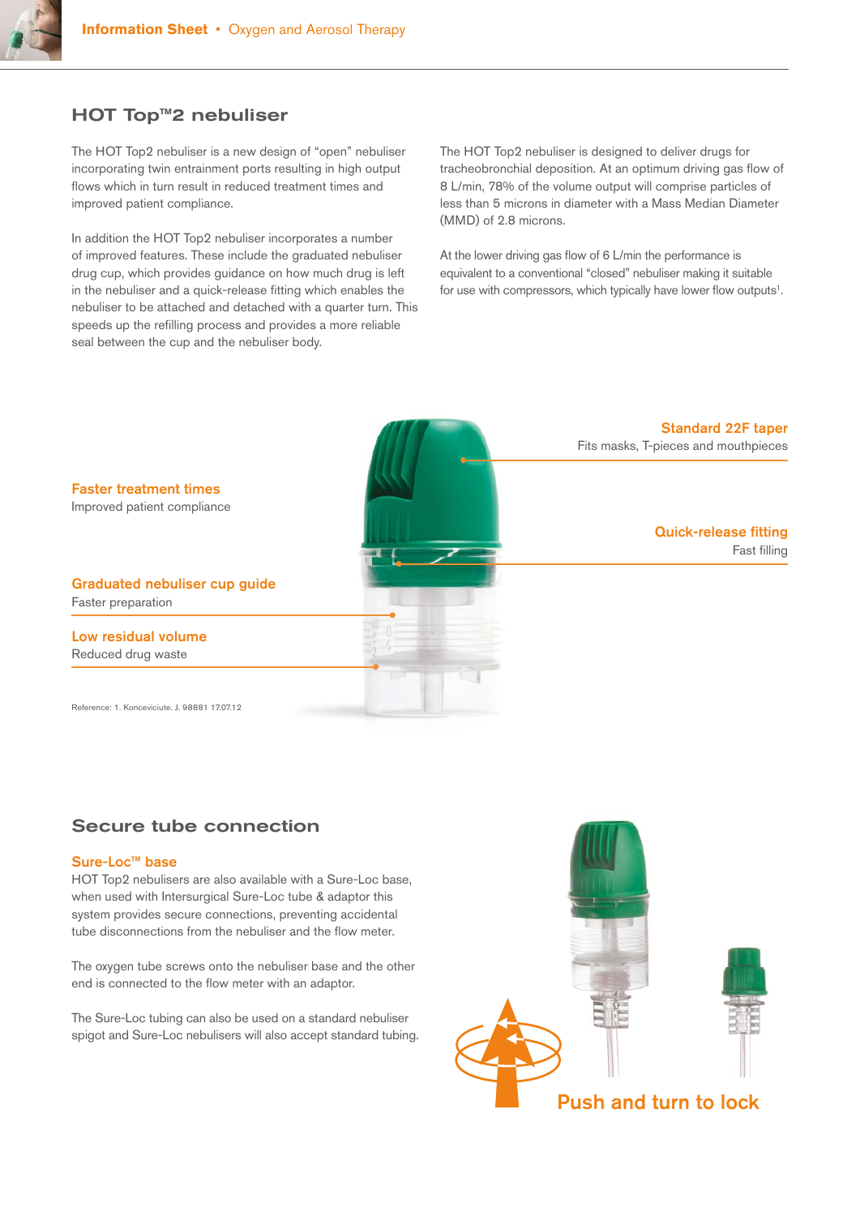## HOT Top™2 nebuliser

The HOT Top2 nebuliser is a new design of "open" nebuliser incorporating twin entrainment ports resulting in high output flows which in turn result in reduced treatment times and improved patient compliance.

In addition the HOT Top2 nebuliser incorporates a number of improved features. These include the graduated nebuliser drug cup, which provides guidance on how much drug is left in the nebuliser and a quick-release fitting which enables the nebuliser to be attached and detached with a quarter turn. This speeds up the refilling process and provides a more reliable seal between the cup and the nebuliser body.

The HOT Top2 nebuliser is designed to deliver drugs for tracheobronchial deposition. At an optimum driving gas flow of 8 L/min, 78% of the volume output will comprise particles of less than 5 microns in diameter with a Mass Median Diameter (MMD) of 2.8 microns.

At the lower driving gas flow of 6 L/min the performance is equivalent to a conventional "closed" nebuliser making it suitable for use with compressors, which typically have lower flow outputs[1].

**Standard 22F taper**
Fits masks, T-pieces and mouthpieces

**Faster treatment times**
Improved patient compliance

**Quick-release fitting**
Fast filling

**Graduated nebuliser cup guide**
Faster preparation

**Low residual volume**
Reduced drug waste

Reference: 1. Konceviciute. J. 98881 17.07.12

## Secure tube connection

### Sure-Loc™ base

HOT Top2 nebulisers are also available with a Sure-Loc base, when used with Intersurgical Sure-Loc tube & adaptor this system provides secure connections, preventing accidental tube disconnections from the nebuliser and the flow meter.

The oxygen tube screws onto the nebuliser base and the other end is connected to the flow meter with an adaptor.

The Sure-Loc tubing can also be used on a standard nebuliser spigot and Sure-Loc nebulisers will also accept standard tubing.

**Push and turn to lock**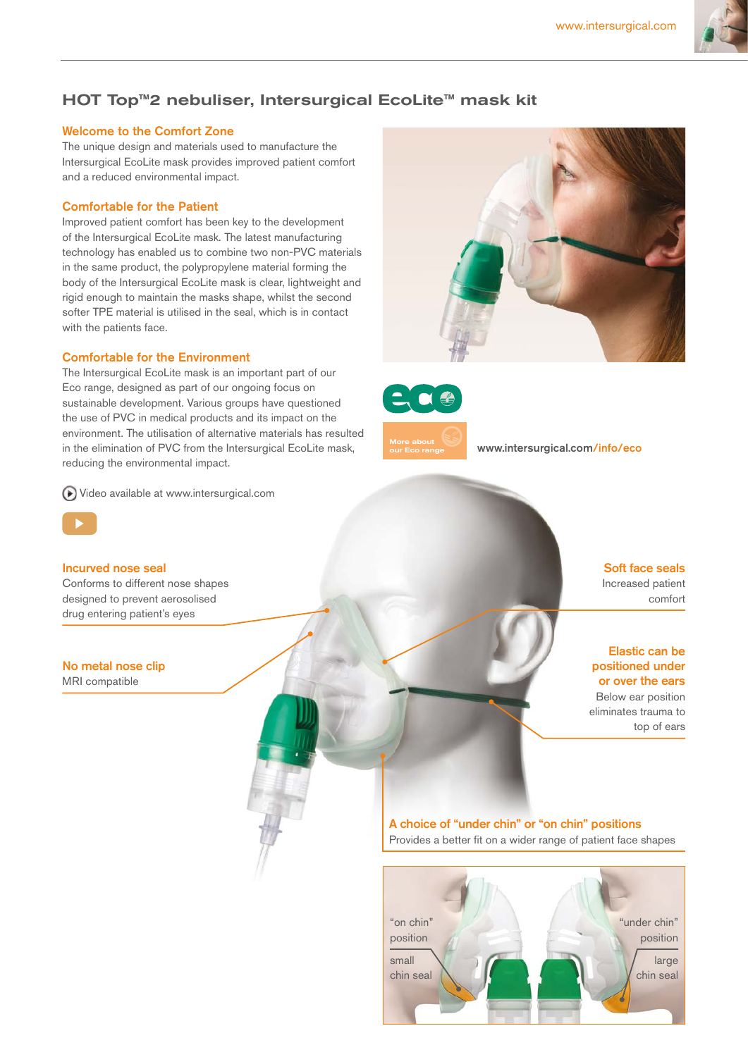# HOT Top™2 nebuliser, Intersurgical EcoLite™ mask kit

## Welcome to the Comfort Zone

The unique design and materials used to manufacture the Intersurgical EcoLite mask provides improved patient comfort and a reduced environmental impact.

## Comfortable for the Patient

Improved patient comfort has been key to the development of the Intersurgical EcoLite mask. The latest manufacturing technology has enabled us to combine two non-PVC materials in the same product, the polypropylene material forming the body of the Intersurgical EcoLite mask is clear, lightweight and rigid enough to maintain the masks shape, whilst the second softer TPE material is utilised in the seal, which is in contact with the patients face.

## Comfortable for the Environment

The Intersurgical EcoLite mask is an important part of our Eco range, designed as part of our ongoing focus on sustainable development. Various groups have questioned the use of PVC in medical products and its impact on the environment. The utilisation of alternative materials has resulted in the elimination of PVC from the Intersurgical EcoLite mask, reducing the environmental impact.

Video available at www.intersurgical.com

eco

More about our Eco range

www.intersurgical.com/info/eco

## Incurved nose seal

Conforms to different nose shapes designed to prevent aerosolised drug entering patient's eyes

## No metal nose clip

MRI compatible

## Soft face seals

Increased patient comfort

## Elastic can be positioned under or over the ears

Below ear position eliminates trauma to top of ears

## A choice of "under chin" or "on chin" positions

Provides a better fit on a wider range of patient face shapes

"on chin" position

small chin seal

"under chin" position

large chin seal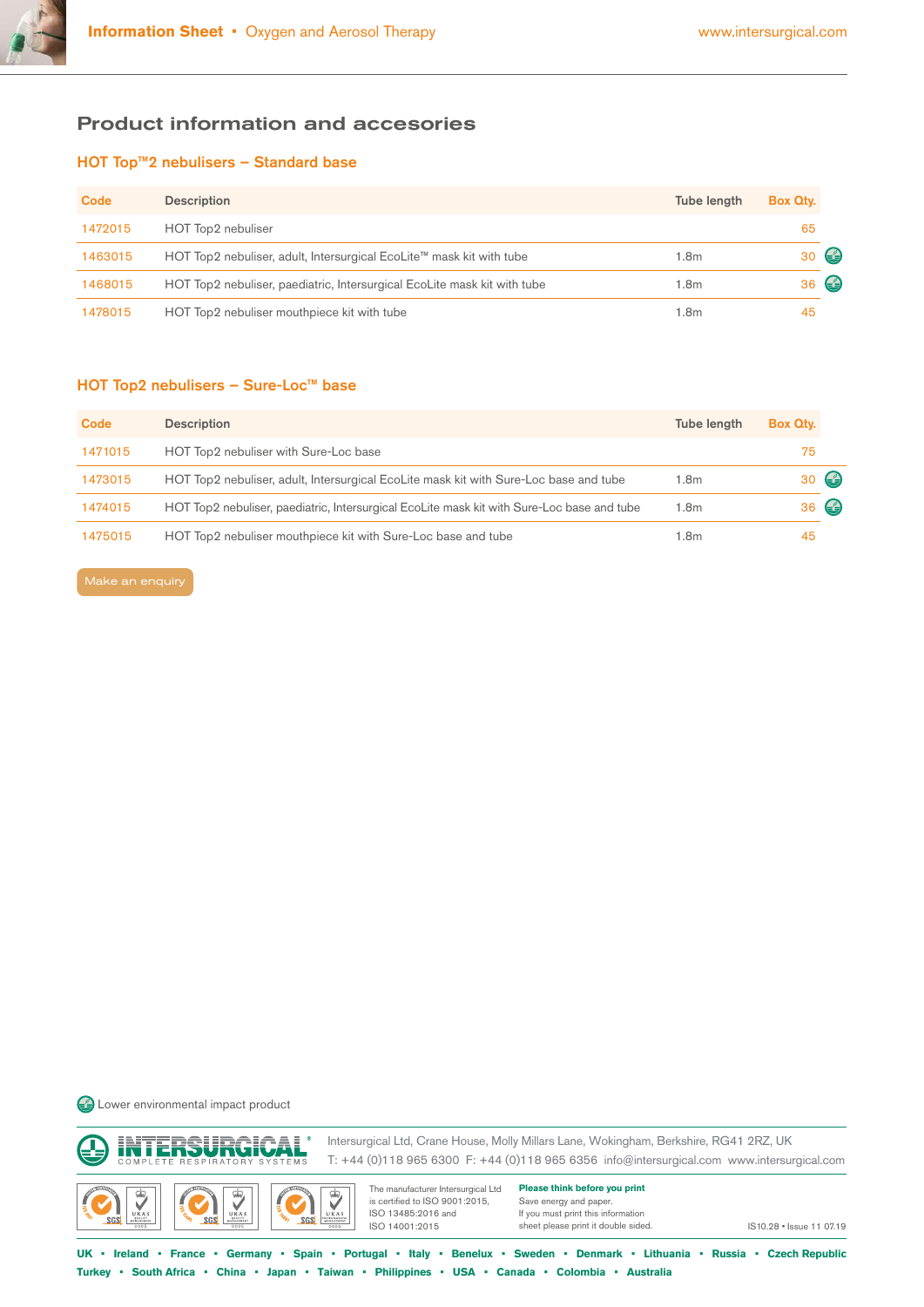## Product information and accesories

### HOT Top™2 nebulisers – Standard base

| Code | Description | Tube length | Box Qty. |
|---|---|---|---|
| 1472015 | HOT Top2 nebuliser | | 65 |
| 1463015 | HOT Top2 nebuliser, adult, Intersurgical EcoLite™ mask kit with tube | 1.8m | 30 |
| 1468015 | HOT Top2 nebuliser, paediatric, Intersurgical EcoLite mask kit with tube | 1.8m | 36 |
| 1478015 | HOT Top2 nebuliser mouthpiece kit with tube | 1.8m | 45 |

### HOT Top2 nebulisers – Sure-Loc™ base

| Code | Description | Tube length | Box Qty. |
|---|---|---|---|
| 1471015 | HOT Top2 nebuliser with Sure-Loc base | | 75 |
| 1473015 | HOT Top2 nebuliser, adult, Intersurgical EcoLite mask kit with Sure-Loc base and tube | 1.8m | 30 |
| 1474015 | HOT Top2 nebuliser, paediatric, Intersurgical EcoLite mask kit with Sure-Loc base and tube | 1.8m | 36 |
| 1475015 | HOT Top2 nebuliser mouthpiece kit with Sure-Loc base and tube | 1.8m | 45 |

Make an enquiry

Lower environmental impact product

INTERSURGICAL® COMPLETE RESPIRATORY SYSTEMS

Intersurgical Ltd, Crane House, Molly Millars Lane, Wokingham, Berkshire, RG41 2RZ, UK
T: +44 (0)118 965 6300 F: +44 (0)118 965 6356 info@intersurgical.com www.intersurgical.com

The manufacturer Intersurgical Ltd is certified to ISO 9001:2015, ISO 13485:2016 and ISO 14001:2015

**Please think before you print**
Save energy and paper.
If you must print this information sheet please print it double sided.

IS10.28 • Issue 11 07.19

**UK • Ireland • France • Germany • Spain • Portugal • Italy • Benelux • Sweden • Denmark • Lithuania • Russia • Czech Republic • Turkey • South Africa • China • Japan • Taiwan • Philippines • USA • Canada • Colombia • Australia**